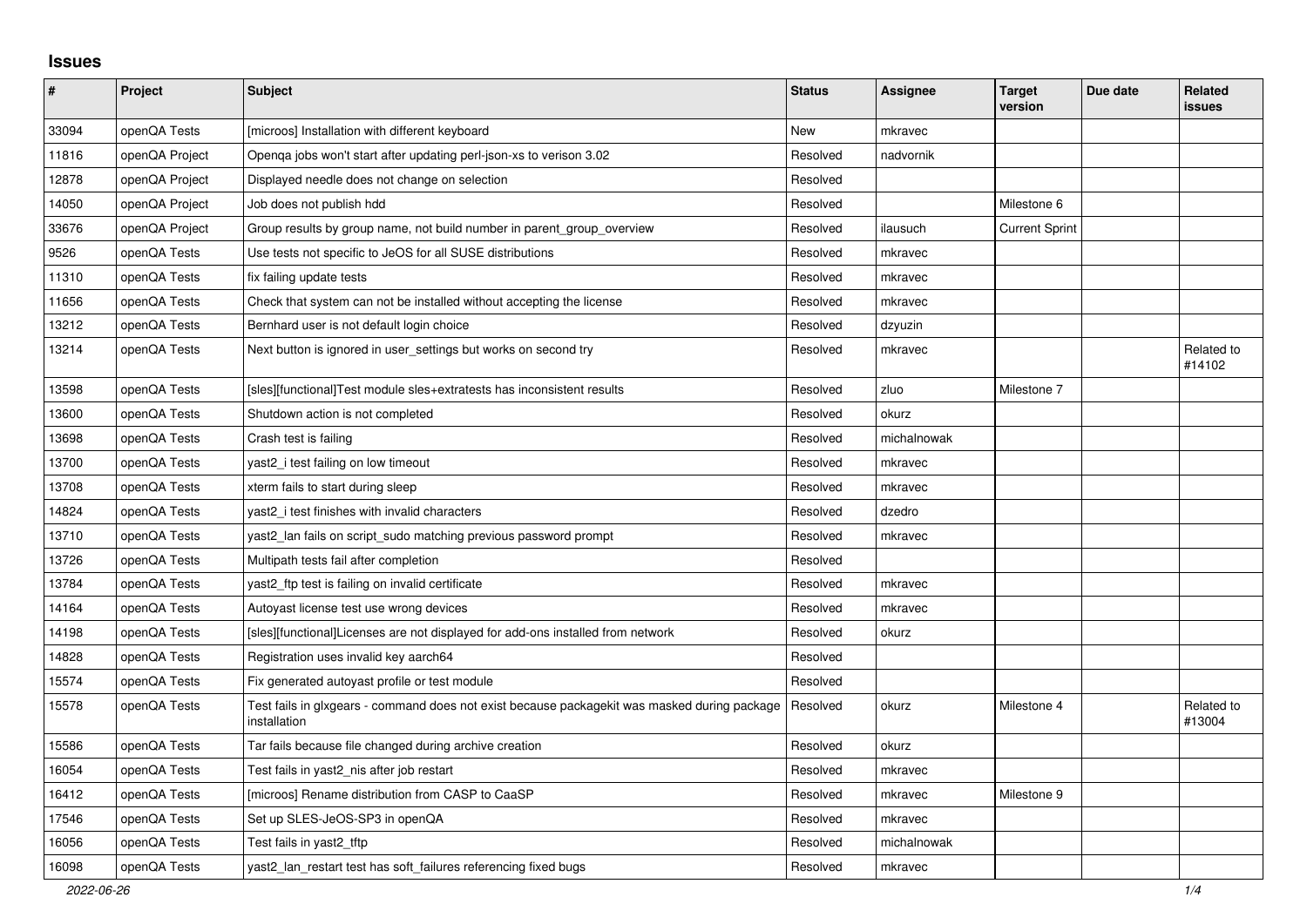## Issues

| # | Project | Subject | Status | Assignee | Target version | Due date | Related issues |
|---|---|---|---|---|---|---|---|
| 33094 | openQA Tests | [microos] Installation with different keyboard | New | mkravec | | | |
| 11816 | openQA Project | Openqa jobs won't start after updating perl-json-xs to verison 3.02 | Resolved | nadvornik | | | |
| 12878 | openQA Project | Displayed needle does not change on selection | Resolved | | | | |
| 14050 | openQA Project | Job does not publish hdd | Resolved | | Milestone 6 | | |
| 33676 | openQA Project | Group results by group name, not build number in parent_group_overview | Resolved | ilausuch | Current Sprint | | |
| 9526 | openQA Tests | Use tests not specific to JeOS for all SUSE distributions | Resolved | mkravec | | | |
| 11310 | openQA Tests | fix failing update tests | Resolved | mkravec | | | |
| 11656 | openQA Tests | Check that system can not be installed without accepting the license | Resolved | mkravec | | | |
| 13212 | openQA Tests | Bernhard user is not default login choice | Resolved | dzyuzin | | | |
| 13214 | openQA Tests | Next button is ignored in user_settings but works on second try | Resolved | mkravec | | | Related to #14102 |
| 13598 | openQA Tests | [sles][functional]Test module sles+extratests has inconsistent results | Resolved | zluo | Milestone 7 | | |
| 13600 | openQA Tests | Shutdown action is not completed | Resolved | okurz | | | |
| 13698 | openQA Tests | Crash test is failing | Resolved | michalnowak | | | |
| 13700 | openQA Tests | yast2_i test failing on low timeout | Resolved | mkravec | | | |
| 13708 | openQA Tests | xterm fails to start during sleep | Resolved | mkravec | | | |
| 14824 | openQA Tests | yast2_i test finishes with invalid characters | Resolved | dzedro | | | |
| 13710 | openQA Tests | yast2_lan fails on script_sudo matching previous password prompt | Resolved | mkravec | | | |
| 13726 | openQA Tests | Multipath tests fail after completion | Resolved | | | | |
| 13784 | openQA Tests | yast2_ftp test is failing on invalid certificate | Resolved | mkravec | | | |
| 14164 | openQA Tests | Autoyast license test use wrong devices | Resolved | mkravec | | | |
| 14198 | openQA Tests | [sles][functional]Licenses are not displayed for add-ons installed from network | Resolved | okurz | | | |
| 14828 | openQA Tests | Registration uses invalid key aarch64 | Resolved | | | | |
| 15574 | openQA Tests | Fix generated autoyast profile or test module | Resolved | | | | |
| 15578 | openQA Tests | Test fails in glxgears - command does not exist because packagekit was masked during package installation | Resolved | okurz | Milestone 4 | | Related to #13004 |
| 15586 | openQA Tests | Tar fails because file changed during archive creation | Resolved | okurz | | | |
| 16054 | openQA Tests | Test fails in yast2_nis after job restart | Resolved | mkravec | | | |
| 16412 | openQA Tests | [microos] Rename distribution from CASP to CaaSP | Resolved | mkravec | Milestone 9 | | |
| 17546 | openQA Tests | Set up SLES-JeOS-SP3 in openQA | Resolved | mkravec | | | |
| 16056 | openQA Tests | Test fails in yast2_tftp | Resolved | michalnowak | | | |
| 16098 | openQA Tests | yast2_lan_restart test has soft_failures referencing fixed bugs | Resolved | mkravec | | | |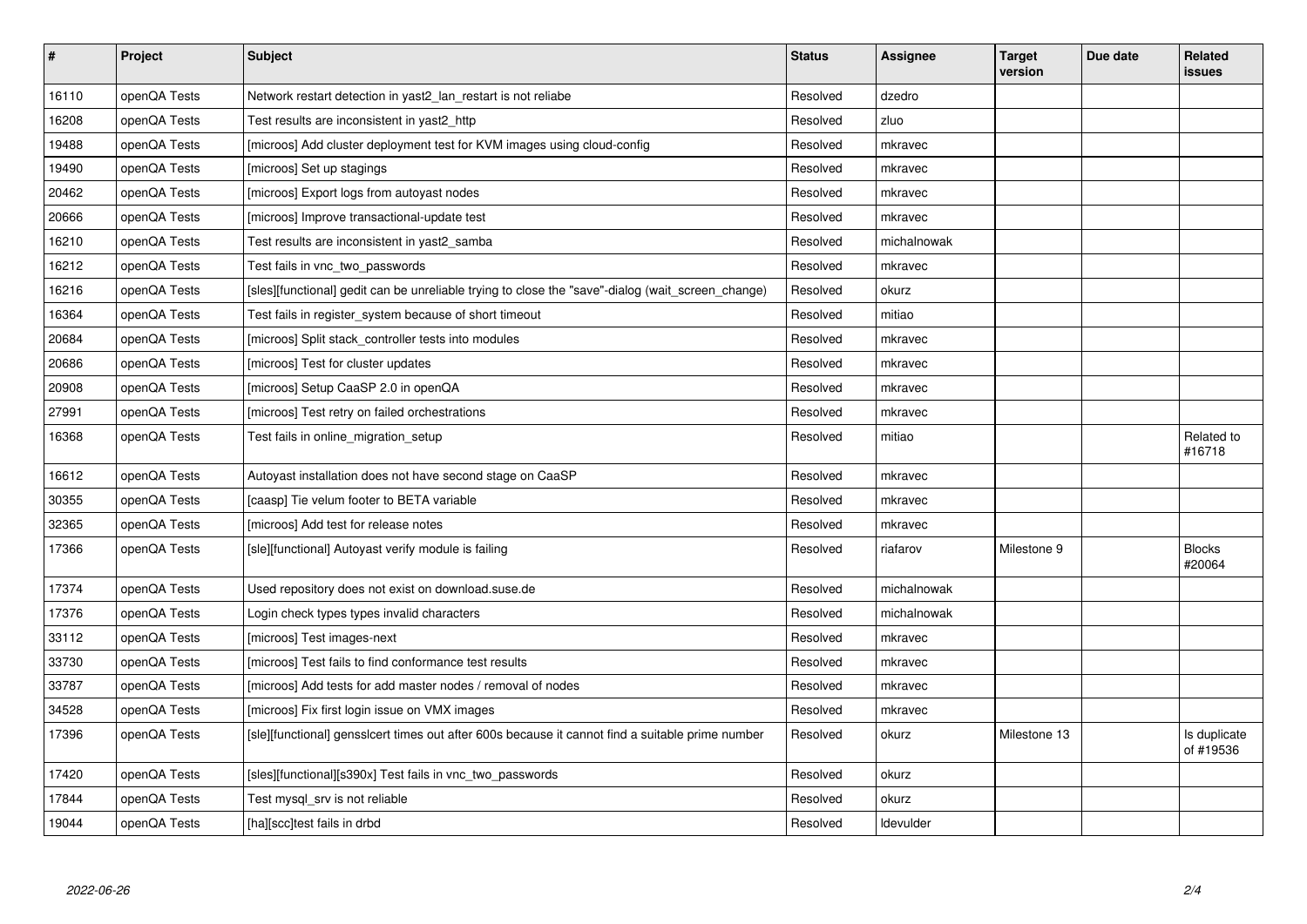| # | Project | Subject | Status | Assignee | Target version | Due date | Related issues |
|---|---|---|---|---|---|---|---|
| 16110 | openQA Tests | Network restart detection in yast2_lan_restart is not reliabe | Resolved | dzedro | | | |
| 16208 | openQA Tests | Test results are inconsistent in yast2_http | Resolved | zluo | | | |
| 19488 | openQA Tests | [microos] Add cluster deployment test for KVM images using cloud-config | Resolved | mkravec | | | |
| 19490 | openQA Tests | [microos] Set up stagings | Resolved | mkravec | | | |
| 20462 | openQA Tests | [microos] Export logs from autoyast nodes | Resolved | mkravec | | | |
| 20666 | openQA Tests | [microos] Improve transactional-update test | Resolved | mkravec | | | |
| 16210 | openQA Tests | Test results are inconsistent in yast2_samba | Resolved | michalnowak | | | |
| 16212 | openQA Tests | Test fails in vnc_two_passwords | Resolved | mkravec | | | |
| 16216 | openQA Tests | [sles][functional] gedit can be unreliable trying to close the "save"-dialog (wait_screen_change) | Resolved | okurz | | | |
| 16364 | openQA Tests | Test fails in register_system because of short timeout | Resolved | mitiao | | | |
| 20684 | openQA Tests | [microos] Split stack_controller tests into modules | Resolved | mkravec | | | |
| 20686 | openQA Tests | [microos] Test for cluster updates | Resolved | mkravec | | | |
| 20908 | openQA Tests | [microos] Setup CaaSP 2.0 in openQA | Resolved | mkravec | | | |
| 27991 | openQA Tests | [microos] Test retry on failed orchestrations | Resolved | mkravec | | | |
| 16368 | openQA Tests | Test fails in online_migration_setup | Resolved | mitiao | | | Related to #16718 |
| 16612 | openQA Tests | Autoyast installation does not have second stage on CaaSP | Resolved | mkravec | | | |
| 30355 | openQA Tests | [caasp] Tie velum footer to BETA variable | Resolved | mkravec | | | |
| 32365 | openQA Tests | [microos] Add test for release notes | Resolved | mkravec | | | |
| 17366 | openQA Tests | [sle][functional] Autoyast verify module is failing | Resolved | riafarov | Milestone 9 | | Blocks #20064 |
| 17374 | openQA Tests | Used repository does not exist on download.suse.de | Resolved | michalnowak | | | |
| 17376 | openQA Tests | Login check types types invalid characters | Resolved | michalnowak | | | |
| 33112 | openQA Tests | [microos] Test images-next | Resolved | mkravec | | | |
| 33730 | openQA Tests | [microos] Test fails to find conformance test results | Resolved | mkravec | | | |
| 33787 | openQA Tests | [microos] Add tests for add master nodes / removal of nodes | Resolved | mkravec | | | |
| 34528 | openQA Tests | [microos] Fix first login issue on VMX images | Resolved | mkravec | | | |
| 17396 | openQA Tests | [sle][functional] gensslcert times out after 600s because it cannot find a suitable prime number | Resolved | okurz | Milestone 13 | | Is duplicate of #19536 |
| 17420 | openQA Tests | [sles][functional][s390x] Test fails in vnc_two_passwords | Resolved | okurz | | | |
| 17844 | openQA Tests | Test mysql_srv is not reliable | Resolved | okurz | | | |
| 19044 | openQA Tests | [ha][scc]test fails in drbd | Resolved | ldevulder | | | |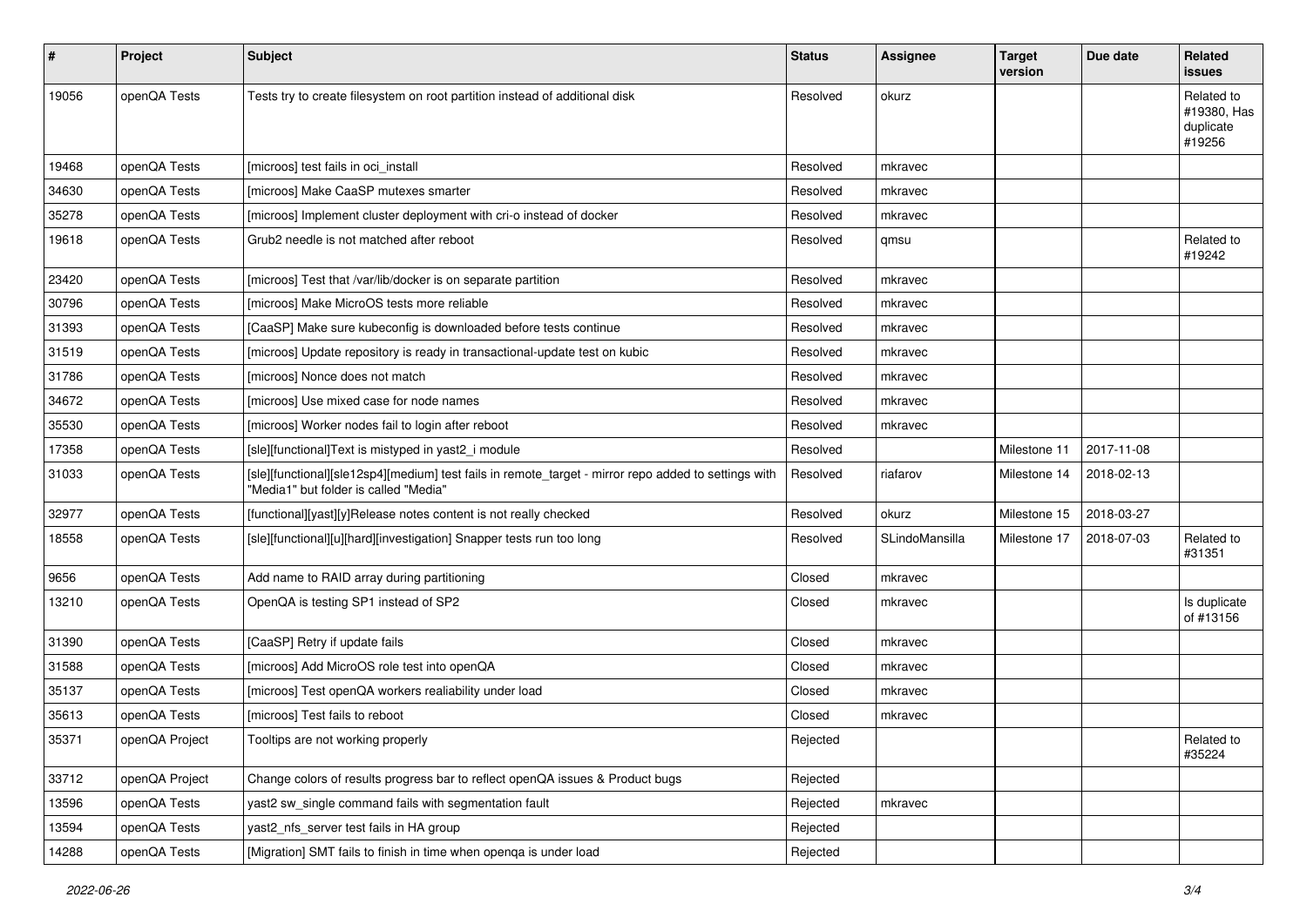| # | Project | Subject | Status | Assignee | Target version | Due date | Related issues |
|---|---|---|---|---|---|---|---|
| 19056 | openQA Tests | Tests try to create filesystem on root partition instead of additional disk | Resolved | okurz | | | Related to #19380, Has duplicate #19256 |
| 19468 | openQA Tests | [microos] test fails in oci_install | Resolved | mkravec | | | |
| 34630 | openQA Tests | [microos] Make CaaSP mutexes smarter | Resolved | mkravec | | | |
| 35278 | openQA Tests | [microos] Implement cluster deployment with cri-o instead of docker | Resolved | mkravec | | | |
| 19618 | openQA Tests | Grub2 needle is not matched after reboot | Resolved | qmsu | | | Related to #19242 |
| 23420 | openQA Tests | [microos] Test that /var/lib/docker is on separate partition | Resolved | mkravec | | | |
| 30796 | openQA Tests | [microos] Make MicroOS tests more reliable | Resolved | mkravec | | | |
| 31393 | openQA Tests | [CaaSP] Make sure kubeconfig is downloaded before tests continue | Resolved | mkravec | | | |
| 31519 | openQA Tests | [microos] Update repository is ready in transactional-update test on kubic | Resolved | mkravec | | | |
| 31786 | openQA Tests | [microos] Nonce does not match | Resolved | mkravec | | | |
| 34672 | openQA Tests | [microos] Use mixed case for node names | Resolved | mkravec | | | |
| 35530 | openQA Tests | [microos] Worker nodes fail to login after reboot | Resolved | mkravec | | | |
| 17358 | openQA Tests | [sle][functional]Text is mistyped in yast2_i module | Resolved | | Milestone 11 | 2017-11-08 | |
| 31033 | openQA Tests | [sle][functional][sle12sp4][medium] test fails in remote_target - mirror repo added to settings with "Media1" but folder is called "Media" | Resolved | riafarov | Milestone 14 | 2018-02-13 | |
| 32977 | openQA Tests | [functional][yast][y]Release notes content is not really checked | Resolved | okurz | Milestone 15 | 2018-03-27 | |
| 18558 | openQA Tests | [sle][functional][u][hard][investigation] Snapper tests run too long | Resolved | SLindoMansilla | Milestone 17 | 2018-07-03 | Related to #31351 |
| 9656 | openQA Tests | Add name to RAID array during partitioning | Closed | mkravec | | | |
| 13210 | openQA Tests | OpenQA is testing SP1 instead of SP2 | Closed | mkravec | | | Is duplicate of #13156 |
| 31390 | openQA Tests | [CaaSP] Retry if update fails | Closed | mkravec | | | |
| 31588 | openQA Tests | [microos] Add MicroOS role test into openQA | Closed | mkravec | | | |
| 35137 | openQA Tests | [microos] Test openQA workers realiability under load | Closed | mkravec | | | |
| 35613 | openQA Tests | [microos] Test fails to reboot | Closed | mkravec | | | |
| 35371 | openQA Project | Tooltips are not working properly | Rejected | | | | Related to #35224 |
| 33712 | openQA Project | Change colors of results progress bar to reflect openQA issues & Product bugs | Rejected | | | | |
| 13596 | openQA Tests | yast2 sw_single command fails with segmentation fault | Rejected | mkravec | | | |
| 13594 | openQA Tests | yast2_nfs_server test fails in HA group | Rejected | | | | |
| 14288 | openQA Tests | [Migration] SMT fails to finish in time when openqa is under load | Rejected | | | | |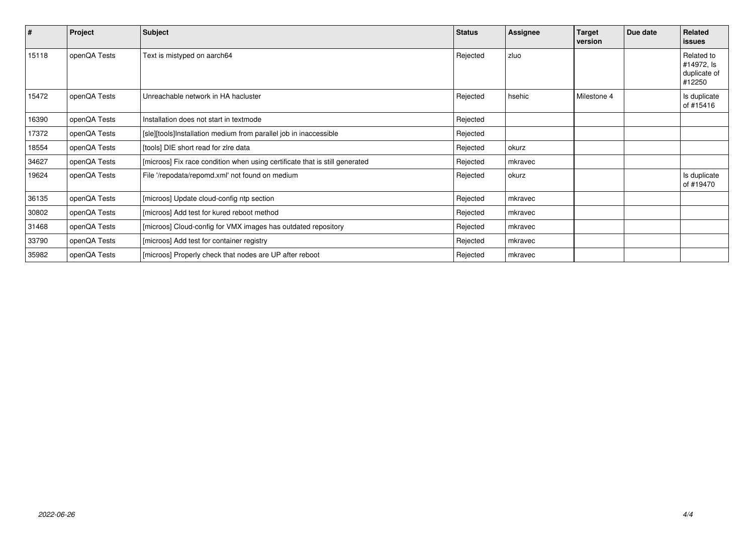| # | Project | Subject | Status | Assignee | Target version | Due date | Related issues |
|---|---|---|---|---|---|---|---|
| 15118 | openQA Tests | Text is mistyped on aarch64 | Rejected | zluo | | | Related to #14972, Is duplicate of #12250 |
| 15472 | openQA Tests | Unreachable network in HA hacluster | Rejected | hsehic | Milestone 4 | | Is duplicate of #15416 |
| 16390 | openQA Tests | Installation does not start in textmode | Rejected | | | | |
| 17372 | openQA Tests | [sle][tools]Installation medium from parallel job in inaccessible | Rejected | | | | |
| 18554 | openQA Tests | [tools] DIE short read for zlre data | Rejected | okurz | | | |
| 34627 | openQA Tests | [microos] Fix race condition when using certificate that is still generated | Rejected | mkravec | | | |
| 19624 | openQA Tests | File '/repodata/repomd.xml' not found on medium | Rejected | okurz | | | Is duplicate of #19470 |
| 36135 | openQA Tests | [microos] Update cloud-config ntp section | Rejected | mkravec | | | |
| 30802 | openQA Tests | [microos] Add test for kured reboot method | Rejected | mkravec | | | |
| 31468 | openQA Tests | [microos] Cloud-config for VMX images has outdated repository | Rejected | mkravec | | | |
| 33790 | openQA Tests | [microos] Add test for container registry | Rejected | mkravec | | | |
| 35982 | openQA Tests | [microos] Properly check that nodes are UP after reboot | Rejected | mkravec | | | |